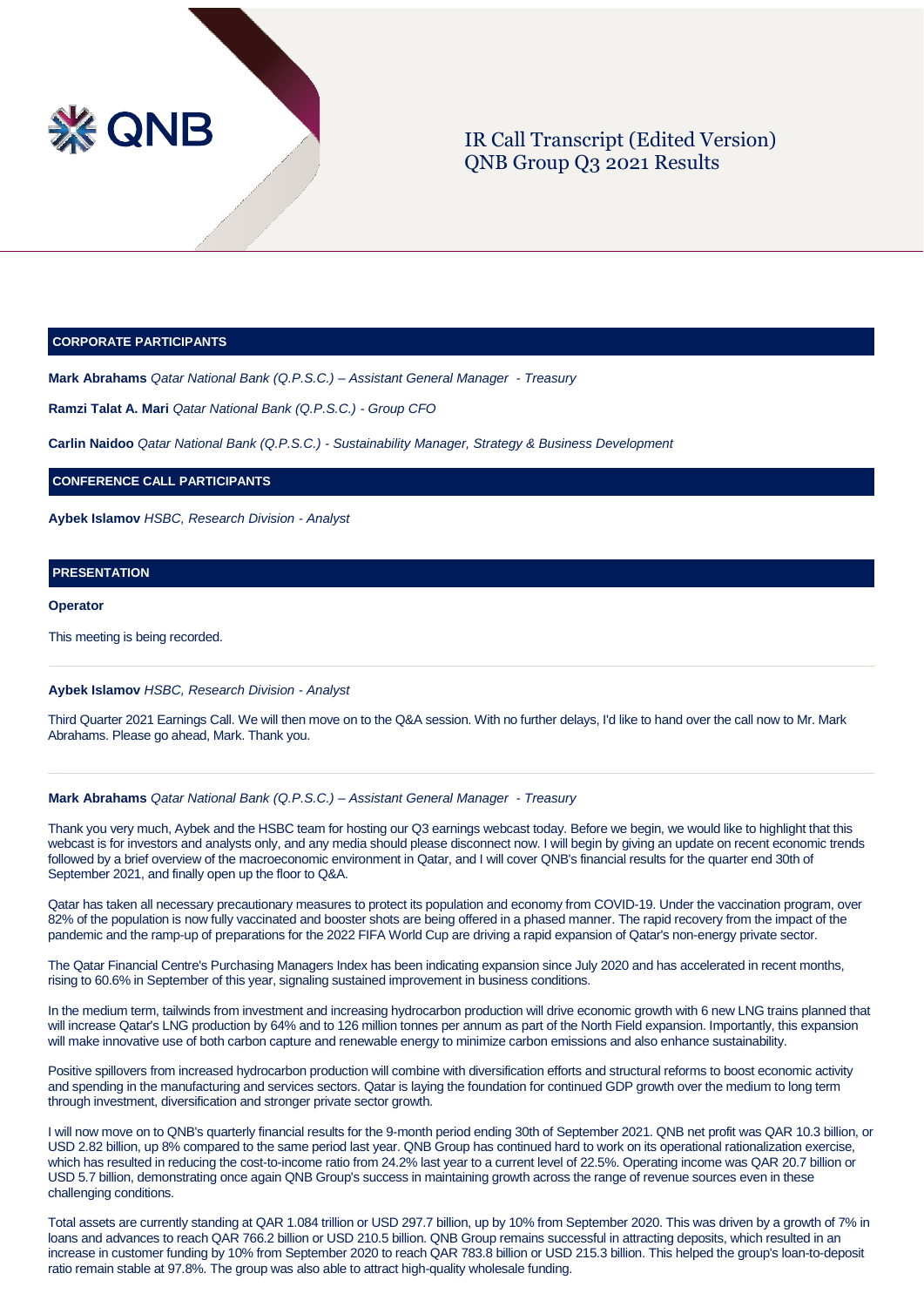# IR Call Transcript (Edited Version)
# QNB Group Q3 2021 Results

## CORPORATE PARTICIPANTS

**Mark Abrahams** *Qatar National Bank (Q.P.S.C.) – Assistant General Manager - Treasury*

**Ramzi Talat A. Mari** *Qatar National Bank (Q.P.S.C.) - Group CFO*

**Carlin Naidoo** *Qatar National Bank (Q.P.S.C.) - Sustainability Manager, Strategy & Business Development*

## CONFERENCE CALL PARTICIPANTS

**Aybek Islamov** *HSBC, Research Division - Analyst*

## PRESENTATION

**Operator**

This meeting is being recorded.

---

**Aybek Islamov** *HSBC, Research Division - Analyst*

Third Quarter 2021 Earnings Call. We will then move on to the Q&A session. With no further delays, I'd like to hand over the call now to Mr. Mark Abrahams. Please go ahead, Mark. Thank you.

---

**Mark Abrahams** *Qatar National Bank (Q.P.S.C.) – Assistant General Manager - Treasury*

Thank you very much, Aybek and the HSBC team for hosting our Q3 earnings webcast today. Before we begin, we would like to highlight that this webcast is for investors and analysts only, and any media should please disconnect now. I will begin by giving an update on recent economic trends followed by a brief overview of the macroeconomic environment in Qatar, and I will cover QNB's financial results for the quarter end 30th of September 2021, and finally open up the floor to Q&A.

Qatar has taken all necessary precautionary measures to protect its population and economy from COVID-19. Under the vaccination program, over 82% of the population is now fully vaccinated and booster shots are being offered in a phased manner. The rapid recovery from the impact of the pandemic and the ramp-up of preparations for the 2022 FIFA World Cup are driving a rapid expansion of Qatar's non-energy private sector.

The Qatar Financial Centre's Purchasing Managers Index has been indicating expansion since July 2020 and has accelerated in recent months, rising to 60.6% in September of this year, signaling sustained improvement in business conditions.

In the medium term, tailwinds from investment and increasing hydrocarbon production will drive economic growth with 6 new LNG trains planned that will increase Qatar's LNG production by 64% and to 126 million tonnes per annum as part of the North Field expansion. Importantly, this expansion will make innovative use of both carbon capture and renewable energy to minimize carbon emissions and also enhance sustainability.

Positive spillovers from increased hydrocarbon production will combine with diversification efforts and structural reforms to boost economic activity and spending in the manufacturing and services sectors. Qatar is laying the foundation for continued GDP growth over the medium to long term through investment, diversification and stronger private sector growth.

I will now move on to QNB's quarterly financial results for the 9-month period ending 30th of September 2021. QNB net profit was QAR 10.3 billion, or USD 2.82 billion, up 8% compared to the same period last year. QNB Group has continued hard to work on its operational rationalization exercise, which has resulted in reducing the cost-to-income ratio from 24.2% last year to a current level of 22.5%. Operating income was QAR 20.7 billion or USD 5.7 billion, demonstrating once again QNB Group's success in maintaining growth across the range of revenue sources even in these challenging conditions.

Total assets are currently standing at QAR 1.084 trillion or USD 297.7 billion, up by 10% from September 2020. This was driven by a growth of 7% in loans and advances to reach QAR 766.2 billion or USD 210.5 billion. QNB Group remains successful in attracting deposits, which resulted in an increase in customer funding by 10% from September 2020 to reach QAR 783.8 billion or USD 215.3 billion. This helped the group's loan-to-deposit ratio remain stable at 97.8%. The group was also able to attract high-quality wholesale funding.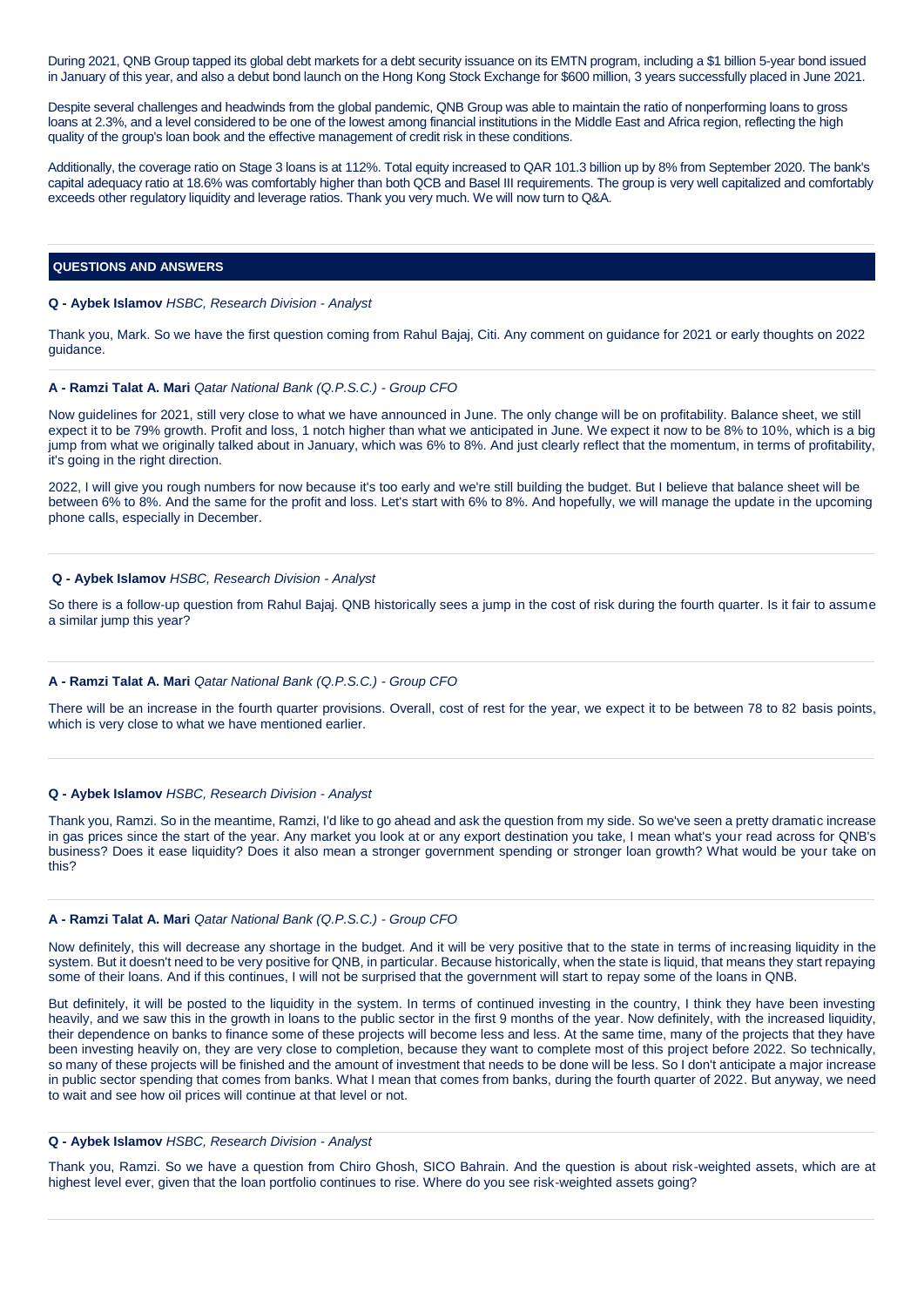During 2021, QNB Group tapped its global debt markets for a debt security issuance on its EMTN program, including a $1 billion 5-year bond issued in January of this year, and also a debut bond launch on the Hong Kong Stock Exchange for $600 million, 3 years successfully placed in June 2021.

Despite several challenges and headwinds from the global pandemic, QNB Group was able to maintain the ratio of nonperforming loans to gross loans at 2.3%, and a level considered to be one of the lowest among financial institutions in the Middle East and Africa region, reflecting the high quality of the group's loan book and the effective management of credit risk in these conditions.

Additionally, the coverage ratio on Stage 3 loans is at 112%. Total equity increased to QAR 101.3 billion up by 8% from September 2020. The bank's capital adequacy ratio at 18.6% was comfortably higher than both QCB and Basel III requirements. The group is very well capitalized and comfortably exceeds other regulatory liquidity and leverage ratios. Thank you very much. We will now turn to Q&A.

## QUESTIONS AND ANSWERS

**Q - Aybek Islamov** *HSBC, Research Division - Analyst*

Thank you, Mark. So we have the first question coming from Rahul Bajaj, Citi. Any comment on guidance for 2021 or early thoughts on 2022 guidance.

**A - Ramzi Talat A. Mari** *Qatar National Bank (Q.P.S.C.) - Group CFO*

Now guidelines for 2021, still very close to what we have announced in June. The only change will be on profitability. Balance sheet, we still expect it to be 79% growth. Profit and loss, 1 notch higher than what we anticipated in June. We expect it now to be 8% to 10%, which is a big jump from what we originally talked about in January, which was 6% to 8%. And just clearly reflect that the momentum, in terms of profitability, it's going in the right direction.

2022, I will give you rough numbers for now because it's too early and we're still building the budget. But I believe that balance sheet will be between 6% to 8%. And the same for the profit and loss. Let's start with 6% to 8%. And hopefully, we will manage the update in the upcoming phone calls, especially in December.

**Q - Aybek Islamov** *HSBC, Research Division - Analyst*

So there is a follow-up question from Rahul Bajaj. QNB historically sees a jump in the cost of risk during the fourth quarter. Is it fair to assume a similar jump this year?

**A - Ramzi Talat A. Mari** *Qatar National Bank (Q.P.S.C.) - Group CFO*

There will be an increase in the fourth quarter provisions. Overall, cost of rest for the year, we expect it to be between 78 to 82 basis points, which is very close to what we have mentioned earlier.

**Q - Aybek Islamov** *HSBC, Research Division - Analyst*

Thank you, Ramzi. So in the meantime, Ramzi, I'd like to go ahead and ask the question from my side. So we've seen a pretty dramatic increase in gas prices since the start of the year. Any market you look at or any export destination you take, I mean what's your read across for QNB's business? Does it ease liquidity? Does it also mean a stronger government spending or stronger loan growth? What would be your take on this?

**A - Ramzi Talat A. Mari** *Qatar National Bank (Q.P.S.C.) - Group CFO*

Now definitely, this will decrease any shortage in the budget. And it will be very positive that to the state in terms of increasing liquidity in the system. But it doesn't need to be very positive for QNB, in particular. Because historically, when the state is liquid, that means they start repaying some of their loans. And if this continues, I will not be surprised that the government will start to repay some of the loans in QNB.

But definitely, it will be posted to the liquidity in the system. In terms of continued investing in the country, I think they have been investing heavily, and we saw this in the growth in loans to the public sector in the first 9 months of the year. Now definitely, with the increased liquidity, their dependence on banks to finance some of these projects will become less and less. At the same time, many of the projects that they have been investing heavily on, they are very close to completion, because they want to complete most of this project before 2022. So technically, so many of these projects will be finished and the amount of investment that needs to be done will be less. So I don't anticipate a major increase in public sector spending that comes from banks. What I mean that comes from banks, during the fourth quarter of 2022. But anyway, we need to wait and see how oil prices will continue at that level or not.

**Q - Aybek Islamov** *HSBC, Research Division - Analyst*

Thank you, Ramzi. So we have a question from Chiro Ghosh, SICO Bahrain. And the question is about risk-weighted assets, which are at highest level ever, given that the loan portfolio continues to rise. Where do you see risk-weighted assets going?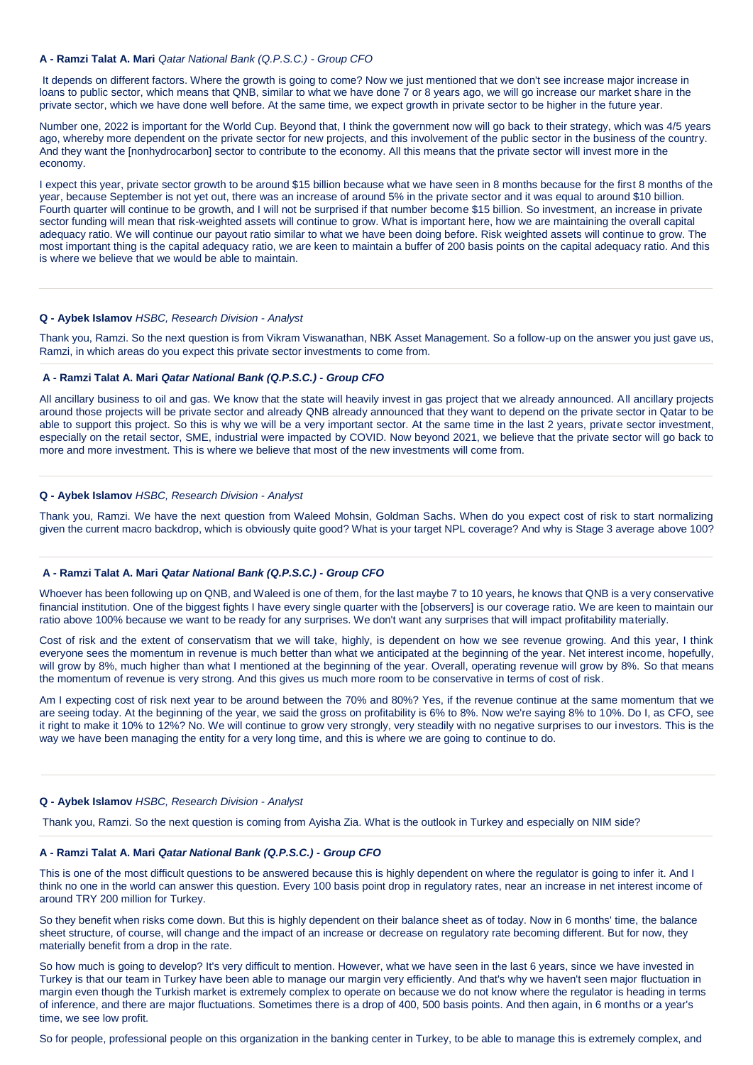**A - Ramzi Talat A. Mari** *Qatar National Bank (Q.P.S.C.) - Group CFO*

It depends on different factors. Where the growth is going to come? Now we just mentioned that we don't see increase major increase in loans to public sector, which means that QNB, similar to what we have done 7 or 8 years ago, we will go increase our market share in the private sector, which we have done well before. At the same time, we expect growth in private sector to be higher in the future year.

Number one, 2022 is important for the World Cup. Beyond that, I think the government now will go back to their strategy, which was 4/5 years ago, whereby more dependent on the private sector for new projects, and this involvement of the public sector in the business of the country. And they want the [nonhydrocarbon] sector to contribute to the economy. All this means that the private sector will invest more in the economy.

I expect this year, private sector growth to be around $15 billion because what we have seen in 8 months because for the first 8 months of the year, because September is not yet out, there was an increase of around 5% in the private sector and it was equal to around $10 billion. Fourth quarter will continue to be growth, and I will not be surprised if that number become $15 billion. So investment, an increase in private sector funding will mean that risk-weighted assets will continue to grow. What is important here, how we are maintaining the overall capital adequacy ratio. We will continue our payout ratio similar to what we have been doing before. Risk weighted assets will continue to grow. The most important thing is the capital adequacy ratio, we are keen to maintain a buffer of 200 basis points on the capital adequacy ratio. And this is where we believe that we would be able to maintain.

---

**Q - Aybek Islamov** *HSBC, Research Division - Analyst*

Thank you, Ramzi. So the next question is from Vikram Viswanathan, NBK Asset Management. So a follow-up on the answer you just gave us, Ramzi, in which areas do you expect this private sector investments to come from.

---

**A - Ramzi Talat A. Mari** ***Qatar National Bank (Q.P.S.C.) - Group CFO***

All ancillary business to oil and gas. We know that the state will heavily invest in gas project that we already announced. All ancillary projects around those projects will be private sector and already QNB already announced that they want to depend on the private sector in Qatar to be able to support this project. So this is why we will be a very important sector. At the same time in the last 2 years, private sector investment, especially on the retail sector, SME, industrial were impacted by COVID. Now beyond 2021, we believe that the private sector will go back to more and more investment. This is where we believe that most of the new investments will come from.

---

**Q - Aybek Islamov** *HSBC, Research Division - Analyst*

Thank you, Ramzi. We have the next question from Waleed Mohsin, Goldman Sachs. When do you expect cost of risk to start normalizing given the current macro backdrop, which is obviously quite good? What is your target NPL coverage? And why is Stage 3 average above 100?

---

**A - Ramzi Talat A. Mari** ***Qatar National Bank (Q.P.S.C.) - Group CFO***

Whoever has been following up on QNB, and Waleed is one of them, for the last maybe 7 to 10 years, he knows that QNB is a very conservative financial institution. One of the biggest fights I have every single quarter with the [observers] is our coverage ratio. We are keen to maintain our ratio above 100% because we want to be ready for any surprises. We don't want any surprises that will impact profitability materially.

Cost of risk and the extent of conservatism that we will take, highly, is dependent on how we see revenue growing. And this year, I think everyone sees the momentum in revenue is much better than what we anticipated at the beginning of the year. Net interest income, hopefully, will grow by 8%, much higher than what I mentioned at the beginning of the year. Overall, operating revenue will grow by 8%. So that means the momentum of revenue is very strong. And this gives us much more room to be conservative in terms of cost of risk.

Am I expecting cost of risk next year to be around between the 70% and 80%? Yes, if the revenue continue at the same momentum that we are seeing today. At the beginning of the year, we said the gross on profitability is 6% to 8%. Now we're saying 8% to 10%. Do I, as CFO, see it right to make it 10% to 12%? No. We will continue to grow very strongly, very steadily with no negative surprises to our investors. This is the way we have been managing the entity for a very long time, and this is where we are going to continue to do.

---

**Q - Aybek Islamov** *HSBC, Research Division - Analyst*

Thank you, Ramzi. So the next question is coming from Ayisha Zia. What is the outlook in Turkey and especially on NIM side?

---

**A - Ramzi Talat A. Mari** ***Qatar National Bank (Q.P.S.C.) - Group CFO***

This is one of the most difficult questions to be answered because this is highly dependent on where the regulator is going to infer it. And I think no one in the world can answer this question. Every 100 basis point drop in regulatory rates, near an increase in net interest income of around TRY 200 million for Turkey.

So they benefit when risks come down. But this is highly dependent on their balance sheet as of today. Now in 6 months' time, the balance sheet structure, of course, will change and the impact of an increase or decrease on regulatory rate becoming different. But for now, they materially benefit from a drop in the rate.

So how much is going to develop? It's very difficult to mention. However, what we have seen in the last 6 years, since we have invested in Turkey is that our team in Turkey have been able to manage our margin very efficiently. And that's why we haven't seen major fluctuation in margin even though the Turkish market is extremely complex to operate on because we do not know where the regulator is heading in terms of inference, and there are major fluctuations. Sometimes there is a drop of 400, 500 basis points. And then again, in 6 months or a year's time, we see low profit.

So for people, professional people on this organization in the banking center in Turkey, to be able to manage this is extremely complex, and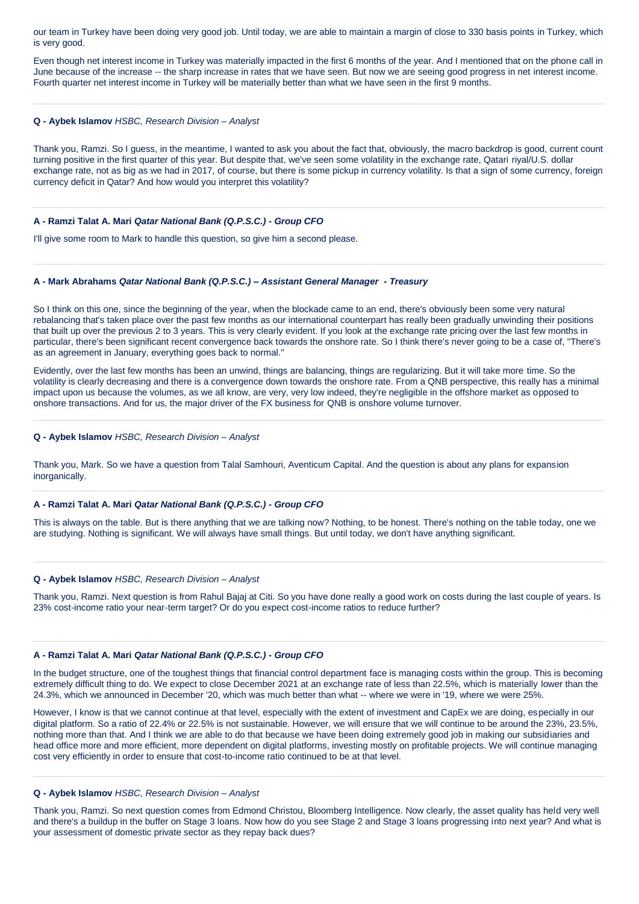our team in Turkey have been doing very good job. Until today, we are able to maintain a margin of close to 330 basis points in Turkey, which is very good.

Even though net interest income in Turkey was materially impacted in the first 6 months of the year. And I mentioned that on the phone call in June because of the increase -- the sharp increase in rates that we have seen. But now we are seeing good progress in net interest income. Fourth quarter net interest income in Turkey will be materially better than what we have seen in the first 9 months.

---

**Q - Aybek Islamov** *HSBC, Research Division – Analyst*

Thank you, Ramzi. So I guess, in the meantime, I wanted to ask you about the fact that, obviously, the macro backdrop is good, current count turning positive in the first quarter of this year. But despite that, we've seen some volatility in the exchange rate, Qatari riyal/U.S. dollar exchange rate, not as big as we had in 2017, of course, but there is some pickup in currency volatility. Is that a sign of some currency, foreign currency deficit in Qatar? And how would you interpret this volatility?

---

**A - Ramzi Talat A. Mari** ***Qatar National Bank (Q.P.S.C.) - Group CFO***

I'll give some room to Mark to handle this question, so give him a second please.

---

**A - Mark Abrahams** ***Qatar National Bank (Q.P.S.C.) – Assistant General Manager - Treasury***

So I think on this one, since the beginning of the year, when the blockade came to an end, there's obviously been some very natural rebalancing that's taken place over the past few months as our international counterpart has really been gradually unwinding their positions that built up over the previous 2 to 3 years. This is very clearly evident. If you look at the exchange rate pricing over the last few months in particular, there's been significant recent convergence back towards the onshore rate. So I think there's never going to be a case of, "There's as an agreement in January, everything goes back to normal."

Evidently, over the last few months has been an unwind, things are balancing, things are regularizing. But it will take more time. So the volatility is clearly decreasing and there is a convergence down towards the onshore rate. From a QNB perspective, this really has a minimal impact upon us because the volumes, as we all know, are very, very low indeed, they're negligible in the offshore market as opposed to onshore transactions. And for us, the major driver of the FX business for QNB is onshore volume turnover.

---

**Q - Aybek Islamov** *HSBC, Research Division – Analyst*

Thank you, Mark. So we have a question from Talal Samhouri, Aventicum Capital. And the question is about any plans for expansion inorganically.

---

**A - Ramzi Talat A. Mari** ***Qatar National Bank (Q.P.S.C.) - Group CFO***

This is always on the table. But is there anything that we are talking now? Nothing, to be honest. There's nothing on the table today, one we are studying. Nothing is significant. We will always have small things. But until today, we don't have anything significant.

---

**Q - Aybek Islamov** *HSBC, Research Division – Analyst*

Thank you, Ramzi. Next question is from Rahul Bajaj at Citi. So you have done really a good work on costs during the last couple of years. Is 23% cost-income ratio your near-term target? Or do you expect cost-income ratios to reduce further?

---

**A - Ramzi Talat A. Mari** ***Qatar National Bank (Q.P.S.C.) - Group CFO***

In the budget structure, one of the toughest things that financial control department face is managing costs within the group. This is becoming extremely difficult thing to do. We expect to close December 2021 at an exchange rate of less than 22.5%, which is materially lower than the 24.3%, which we announced in December '20, which was much better than what -- where we were in '19, where we were 25%.

However, I know is that we cannot continue at that level, especially with the extent of investment and CapEx we are doing, especially in our digital platform. So a ratio of 22.4% or 22.5% is not sustainable. However, we will ensure that we will continue to be around the 23%, 23.5%, nothing more than that. And I think we are able to do that because we have been doing extremely good job in making our subsidiaries and head office more and more efficient, more dependent on digital platforms, investing mostly on profitable projects. We will continue managing cost very efficiently in order to ensure that cost-to-income ratio continued to be at that level.

---

**Q - Aybek Islamov** *HSBC, Research Division – Analyst*

Thank you, Ramzi. So next question comes from Edmond Christou, Bloomberg Intelligence. Now clearly, the asset quality has held very well and there's a buildup in the buffer on Stage 3 loans. Now how do you see Stage 2 and Stage 3 loans progressing into next year? And what is your assessment of domestic private sector as they repay back dues?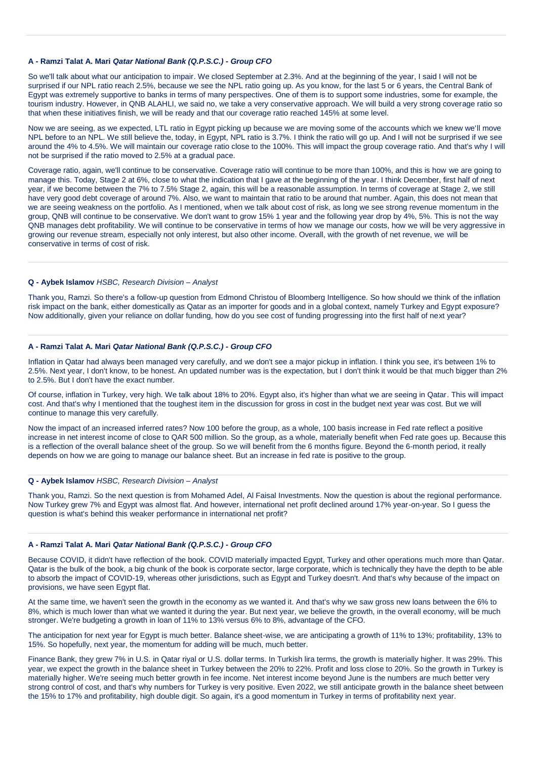**A - Ramzi Talat A. Mari** ***Qatar National Bank (Q.P.S.C.) - Group CFO***

So we'll talk about what our anticipation to impair. We closed September at 2.3%. And at the beginning of the year, I said I will not be surprised if our NPL ratio reach 2.5%, because we see the NPL ratio going up. As you know, for the last 5 or 6 years, the Central Bank of Egypt was extremely supportive to banks in terms of many perspectives. One of them is to support some industries, some for example, the tourism industry. However, in QNB ALAHLI, we said no, we take a very conservative approach. We will build a very strong coverage ratio so that when these initiatives finish, we will be ready and that our coverage ratio reached 145% at some level.

Now we are seeing, as we expected, LTL ratio in Egypt picking up because we are moving some of the accounts which we knew we'll move NPL before to an NPL. We still believe the, today, in Egypt, NPL ratio is 3.7%. I think the ratio will go up. And I will not be surprised if we see around the 4% to 4.5%. We will maintain our coverage ratio close to the 100%. This will impact the group coverage ratio. And that's why I will not be surprised if the ratio moved to 2.5% at a gradual pace.

Coverage ratio, again, we'll continue to be conservative. Coverage ratio will continue to be more than 100%, and this is how we are going to manage this. Today, Stage 2 at 6%, close to what the indication that I gave at the beginning of the year. I think December, first half of next year, if we become between the 7% to 7.5% Stage 2, again, this will be a reasonable assumption. In terms of coverage at Stage 2, we still have very good debt coverage of around 7%. Also, we want to maintain that ratio to be around that number. Again, this does not mean that we are seeing weakness on the portfolio. As I mentioned, when we talk about cost of risk, as long we see strong revenue momentum in the group, QNB will continue to be conservative. We don't want to grow 15% 1 year and the following year drop by 4%, 5%. This is not the way QNB manages debt profitability. We will continue to be conservative in terms of how we manage our costs, how we will be very aggressive in growing our revenue stream, especially not only interest, but also other income. Overall, with the growth of net revenue, we will be conservative in terms of cost of risk.

**Q - Aybek Islamov** *HSBC, Research Division – Analyst*

Thank you, Ramzi. So there's a follow-up question from Edmond Christou of Bloomberg Intelligence. So how should we think of the inflation risk impact on the bank, either domestically as Qatar as an importer for goods and in a global context, namely Turkey and Egypt exposure? Now additionally, given your reliance on dollar funding, how do you see cost of funding progressing into the first half of next year?

**A - Ramzi Talat A. Mari** ***Qatar National Bank (Q.P.S.C.) - Group CFO***

Inflation in Qatar had always been managed very carefully, and we don't see a major pickup in inflation. I think you see, it's between 1% to 2.5%. Next year, I don't know, to be honest. An updated number was is the expectation, but I don't think it would be that much bigger than 2% to 2.5%. But I don't have the exact number.

Of course, inflation in Turkey, very high. We talk about 18% to 20%. Egypt also, it's higher than what we are seeing in Qatar. This will impact cost. And that's why I mentioned that the toughest item in the discussion for gross in cost in the budget next year was cost. But we will continue to manage this very carefully.

Now the impact of an increased inferred rates? Now 100 before the group, as a whole, 100 basis increase in Fed rate reflect a positive increase in net interest income of close to QAR 500 million. So the group, as a whole, materially benefit when Fed rate goes up. Because this is a reflection of the overall balance sheet of the group. So we will benefit from the 6 months figure. Beyond the 6-month period, it really depends on how we are going to manage our balance sheet. But an increase in fed rate is positive to the group.

**Q - Aybek Islamov** *HSBC, Research Division – Analyst*

Thank you, Ramzi. So the next question is from Mohamed Adel, Al Faisal Investments. Now the question is about the regional performance. Now Turkey grew 7% and Egypt was almost flat. And however, international net profit declined around 17% year-on-year. So I guess the question is what's behind this weaker performance in international net profit?

**A - Ramzi Talat A. Mari** ***Qatar National Bank (Q.P.S.C.) - Group CFO***

Because COVID, it didn't have reflection of the book. COVID materially impacted Egypt, Turkey and other operations much more than Qatar. Qatar is the bulk of the book, a big chunk of the book is corporate sector, large corporate, which is technically they have the depth to be able to absorb the impact of COVID-19, whereas other jurisdictions, such as Egypt and Turkey doesn't. And that's why because of the impact on provisions, we have seen Egypt flat.

At the same time, we haven't seen the growth in the economy as we wanted it. And that's why we saw gross new loans between the 6% to 8%, which is much lower than what we wanted it during the year. But next year, we believe the growth, in the overall economy, will be much stronger. We're budgeting a growth in loan of 11% to 13% versus 6% to 8%, advantage of the CFO.

The anticipation for next year for Egypt is much better. Balance sheet-wise, we are anticipating a growth of 11% to 13%; profitability, 13% to 15%. So hopefully, next year, the momentum for adding will be much, much better.

Finance Bank, they grew 7% in U.S. in Qatar riyal or U.S. dollar terms. In Turkish lira terms, the growth is materially higher. It was 29%. This year, we expect the growth in the balance sheet in Turkey between the 20% to 22%. Profit and loss close to 20%. So the growth in Turkey is materially higher. We're seeing much better growth in fee income. Net interest income beyond June is the numbers are much better very strong control of cost, and that's why numbers for Turkey is very positive. Even 2022, we still anticipate growth in the balance sheet between the 15% to 17% and profitability, high double digit. So again, it's a good momentum in Turkey in terms of profitability next year.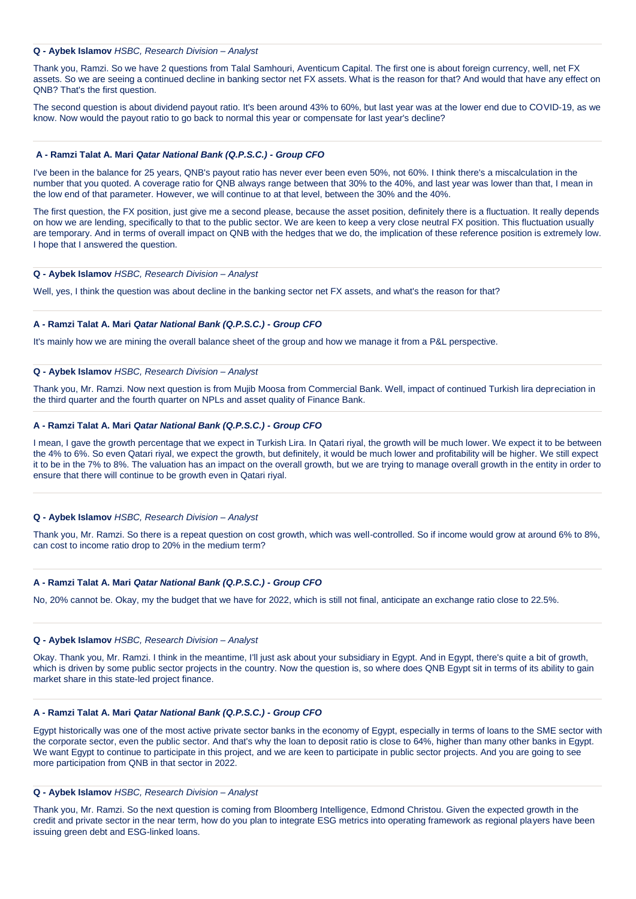**Q - Aybek Islamov** *HSBC, Research Division – Analyst*

Thank you, Ramzi. So we have 2 questions from Talal Samhouri, Aventicum Capital. The first one is about foreign currency, well, net FX assets. So we are seeing a continued decline in banking sector net FX assets. What is the reason for that? And would that have any effect on QNB? That's the first question.

The second question is about dividend payout ratio. It's been around 43% to 60%, but last year was at the lower end due to COVID-19, as we know. Now would the payout ratio to go back to normal this year or compensate for last year's decline?

**A - Ramzi Talat A. Mari** ***Qatar National Bank (Q.P.S.C.) - Group CFO***

I've been in the balance for 25 years, QNB's payout ratio has never ever been even 50%, not 60%. I think there's a miscalculation in the number that you quoted. A coverage ratio for QNB always range between that 30% to the 40%, and last year was lower than that, I mean in the low end of that parameter. However, we will continue to at that level, between the 30% and the 40%.

The first question, the FX position, just give me a second please, because the asset position, definitely there is a fluctuation. It really depends on how we are lending, specifically to that to the public sector. We are keen to keep a very close neutral FX position. This fluctuation usually are temporary. And in terms of overall impact on QNB with the hedges that we do, the implication of these reference position is extremely low. I hope that I answered the question.

**Q - Aybek Islamov** *HSBC, Research Division – Analyst*

Well, yes, I think the question was about decline in the banking sector net FX assets, and what's the reason for that?

**A - Ramzi Talat A. Mari** ***Qatar National Bank (Q.P.S.C.) - Group CFO***

It's mainly how we are mining the overall balance sheet of the group and how we manage it from a P&L perspective.

**Q - Aybek Islamov** *HSBC, Research Division – Analyst*

Thank you, Mr. Ramzi. Now next question is from Mujib Moosa from Commercial Bank. Well, impact of continued Turkish lira depreciation in the third quarter and the fourth quarter on NPLs and asset quality of Finance Bank.

**A - Ramzi Talat A. Mari** ***Qatar National Bank (Q.P.S.C.) - Group CFO***

I mean, I gave the growth percentage that we expect in Turkish Lira. In Qatari riyal, the growth will be much lower. We expect it to be between the 4% to 6%. So even Qatari riyal, we expect the growth, but definitely, it would be much lower and profitability will be higher. We still expect it to be in the 7% to 8%. The valuation has an impact on the overall growth, but we are trying to manage overall growth in the entity in order to ensure that there will continue to be growth even in Qatari riyal.

**Q - Aybek Islamov** *HSBC, Research Division – Analyst*

Thank you, Mr. Ramzi. So there is a repeat question on cost growth, which was well-controlled. So if income would grow at around 6% to 8%, can cost to income ratio drop to 20% in the medium term?

**A - Ramzi Talat A. Mari** ***Qatar National Bank (Q.P.S.C.) - Group CFO***

No, 20% cannot be. Okay, my the budget that we have for 2022, which is still not final, anticipate an exchange ratio close to 22.5%.

**Q - Aybek Islamov** *HSBC, Research Division – Analyst*

Okay. Thank you, Mr. Ramzi. I think in the meantime, I'll just ask about your subsidiary in Egypt. And in Egypt, there's quite a bit of growth, which is driven by some public sector projects in the country. Now the question is, so where does QNB Egypt sit in terms of its ability to gain market share in this state-led project finance.

**A - Ramzi Talat A. Mari** ***Qatar National Bank (Q.P.S.C.) - Group CFO***

Egypt historically was one of the most active private sector banks in the economy of Egypt, especially in terms of loans to the SME sector with the corporate sector, even the public sector. And that's why the loan to deposit ratio is close to 64%, higher than many other banks in Egypt. We want Egypt to continue to participate in this project, and we are keen to participate in public sector projects. And you are going to see more participation from QNB in that sector in 2022.

**Q - Aybek Islamov** *HSBC, Research Division – Analyst*

Thank you, Mr. Ramzi. So the next question is coming from Bloomberg Intelligence, Edmond Christou. Given the expected growth in the credit and private sector in the near term, how do you plan to integrate ESG metrics into operating framework as regional players have been issuing green debt and ESG-linked loans.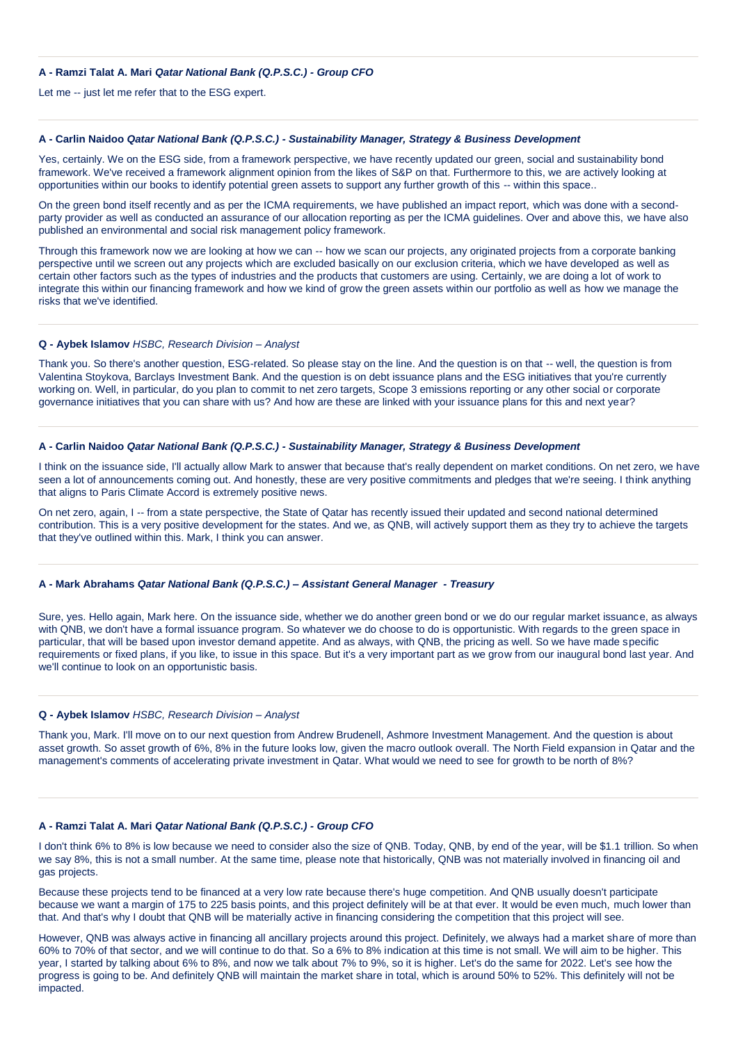**A - Ramzi Talat A. Mari** ***Qatar National Bank (Q.P.S.C.) - Group CFO***

Let me -- just let me refer that to the ESG expert.

---

**A - Carlin Naidoo** ***Qatar National Bank (Q.P.S.C.) - Sustainability Manager, Strategy & Business Development***

Yes, certainly. We on the ESG side, from a framework perspective, we have recently updated our green, social and sustainability bond framework. We've received a framework alignment opinion from the likes of S&P on that. Furthermore to this, we are actively looking at opportunities within our books to identify potential green assets to support any further growth of this -- within this space..

On the green bond itself recently and as per the ICMA requirements, we have published an impact report, which was done with a second-party provider as well as conducted an assurance of our allocation reporting as per the ICMA guidelines. Over and above this, we have also published an environmental and social risk management policy framework.

Through this framework now we are looking at how we can -- how we scan our projects, any originated projects from a corporate banking perspective until we screen out any projects which are excluded basically on our exclusion criteria, which we have developed as well as certain other factors such as the types of industries and the products that customers are using. Certainly, we are doing a lot of work to integrate this within our financing framework and how we kind of grow the green assets within our portfolio as well as how we manage the risks that we've identified.

---

**Q - Aybek Islamov** *HSBC, Research Division – Analyst*

Thank you. So there's another question, ESG-related. So please stay on the line. And the question is on that -- well, the question is from Valentina Stoykova, Barclays Investment Bank. And the question is on debt issuance plans and the ESG initiatives that you're currently working on. Well, in particular, do you plan to commit to net zero targets, Scope 3 emissions reporting or any other social or corporate governance initiatives that you can share with us? And how are these are linked with your issuance plans for this and next year?

---

**A - Carlin Naidoo** ***Qatar National Bank (Q.P.S.C.) - Sustainability Manager, Strategy & Business Development***

I think on the issuance side, I'll actually allow Mark to answer that because that's really dependent on market conditions. On net zero, we have seen a lot of announcements coming out. And honestly, these are very positive commitments and pledges that we're seeing. I think anything that aligns to Paris Climate Accord is extremely positive news.

On net zero, again, I -- from a state perspective, the State of Qatar has recently issued their updated and second national determined contribution. This is a very positive development for the states. And we, as QNB, will actively support them as they try to achieve the targets that they've outlined within this. Mark, I think you can answer.

---

**A - Mark Abrahams** ***Qatar National Bank (Q.P.S.C.) – Assistant General Manager - Treasury***

Sure, yes. Hello again, Mark here. On the issuance side, whether we do another green bond or we do our regular market issuance, as always with QNB, we don't have a formal issuance program. So whatever we do choose to do is opportunistic. With regards to the green space in particular, that will be based upon investor demand appetite. And as always, with QNB, the pricing as well. So we have made specific requirements or fixed plans, if you like, to issue in this space. But it's a very important part as we grow from our inaugural bond last year. And we'll continue to look on an opportunistic basis.

---

**Q - Aybek Islamov** *HSBC, Research Division – Analyst*

Thank you, Mark. I'll move on to our next question from Andrew Brudenell, Ashmore Investment Management. And the question is about asset growth. So asset growth of 6%, 8% in the future looks low, given the macro outlook overall. The North Field expansion in Qatar and the management's comments of accelerating private investment in Qatar. What would we need to see for growth to be north of 8%?

---

**A - Ramzi Talat A. Mari** ***Qatar National Bank (Q.P.S.C.) - Group CFO***

I don't think 6% to 8% is low because we need to consider also the size of QNB. Today, QNB, by end of the year, will be $1.1 trillion. So when we say 8%, this is not a small number. At the same time, please note that historically, QNB was not materially involved in financing oil and gas projects.

Because these projects tend to be financed at a very low rate because there's huge competition. And QNB usually doesn't participate because we want a margin of 175 to 225 basis points, and this project definitely will be at that ever. It would be even much, much lower than that. And that's why I doubt that QNB will be materially active in financing considering the competition that this project will see.

However, QNB was always active in financing all ancillary projects around this project. Definitely, we always had a market share of more than 60% to 70% of that sector, and we will continue to do that. So a 6% to 8% indication at this time is not small. We will aim to be higher. This year, I started by talking about 6% to 8%, and now we talk about 7% to 9%, so it is higher. Let's do the same for 2022. Let's see how the progress is going to be. And definitely QNB will maintain the market share in total, which is around 50% to 52%. This definitely will not be impacted.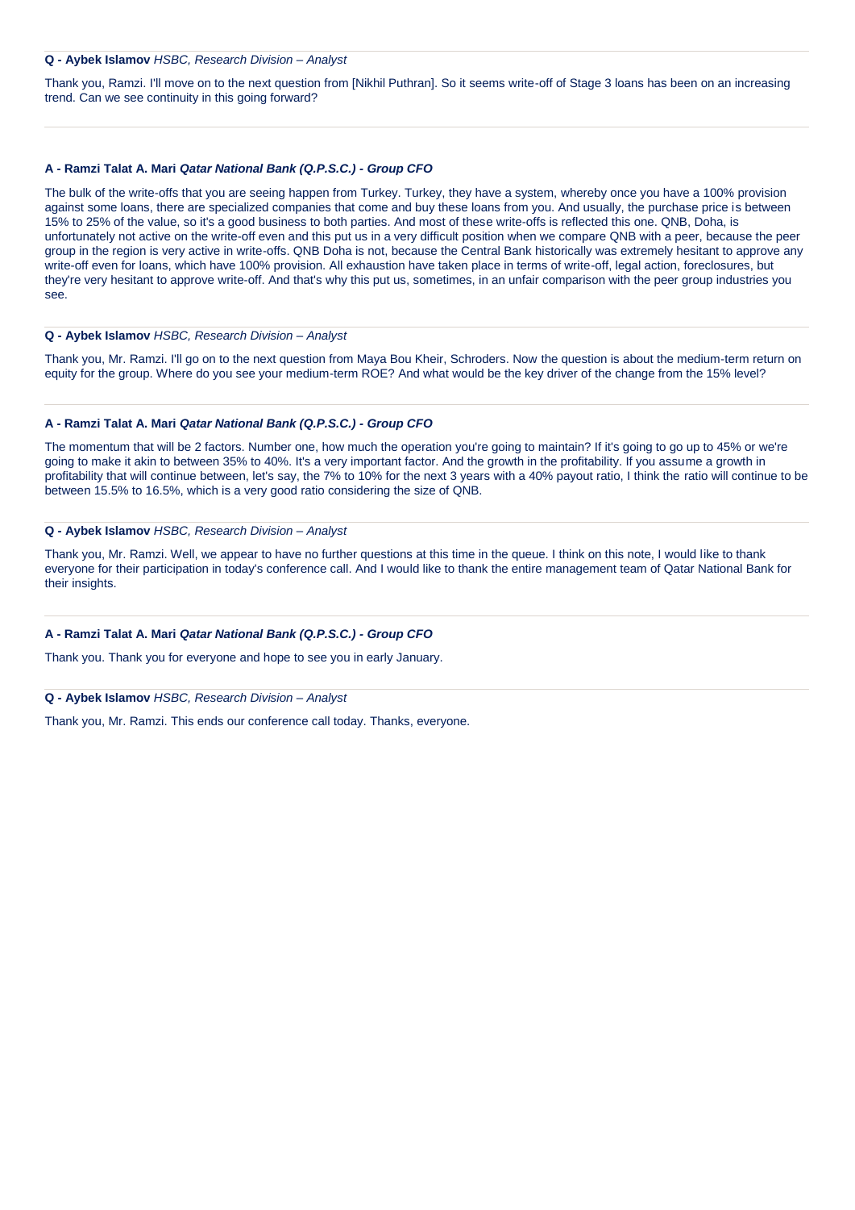**Q - Aybek Islamov** *HSBC, Research Division – Analyst*

Thank you, Ramzi. I'll move on to the next question from [Nikhil Puthran]. So it seems write-off of Stage 3 loans has been on an increasing trend. Can we see continuity in this going forward?

**A - Ramzi Talat A. Mari** ***Qatar National Bank (Q.P.S.C.) - Group CFO***

The bulk of the write-offs that you are seeing happen from Turkey. Turkey, they have a system, whereby once you have a 100% provision against some loans, there are specialized companies that come and buy these loans from you. And usually, the purchase price is between 15% to 25% of the value, so it's a good business to both parties. And most of these write-offs is reflected this one. QNB, Doha, is unfortunately not active on the write-off even and this put us in a very difficult position when we compare QNB with a peer, because the peer group in the region is very active in write-offs. QNB Doha is not, because the Central Bank historically was extremely hesitant to approve any write-off even for loans, which have 100% provision. All exhaustion have taken place in terms of write-off, legal action, foreclosures, but they're very hesitant to approve write-off. And that's why this put us, sometimes, in an unfair comparison with the peer group industries you see.

**Q - Aybek Islamov** *HSBC, Research Division – Analyst*

Thank you, Mr. Ramzi. I'll go on to the next question from Maya Bou Kheir, Schroders. Now the question is about the medium-term return on equity for the group. Where do you see your medium-term ROE? And what would be the key driver of the change from the 15% level?

**A - Ramzi Talat A. Mari** ***Qatar National Bank (Q.P.S.C.) - Group CFO***

The momentum that will be 2 factors. Number one, how much the operation you're going to maintain? If it's going to go up to 45% or we're going to make it akin to between 35% to 40%. It's a very important factor. And the growth in the profitability. If you assume a growth in profitability that will continue between, let's say, the 7% to 10% for the next 3 years with a 40% payout ratio, I think the ratio will continue to be between 15.5% to 16.5%, which is a very good ratio considering the size of QNB.

**Q - Aybek Islamov** *HSBC, Research Division – Analyst*

Thank you, Mr. Ramzi. Well, we appear to have no further questions at this time in the queue. I think on this note, I would like to thank everyone for their participation in today's conference call. And I would like to thank the entire management team of Qatar National Bank for their insights.

**A - Ramzi Talat A. Mari** ***Qatar National Bank (Q.P.S.C.) - Group CFO***

Thank you. Thank you for everyone and hope to see you in early January.

**Q - Aybek Islamov** *HSBC, Research Division – Analyst*

Thank you, Mr. Ramzi. This ends our conference call today. Thanks, everyone.